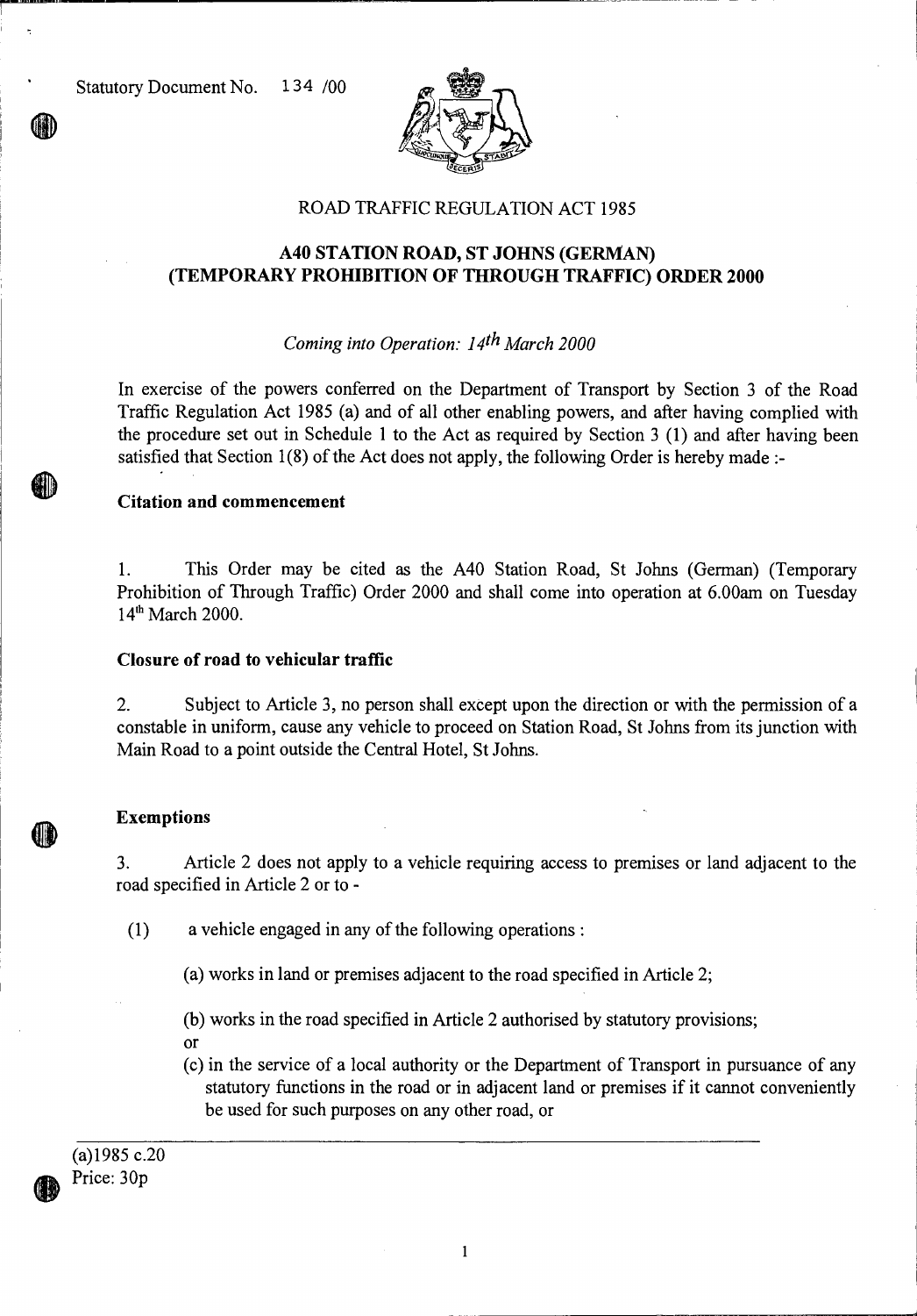Statutory Document No. 134 /00

ROAD TRAFFIC REGULATION ACT 1985

# A40 STATION ROAD, ST JOHNS (GERMAN) (TEMPORARY PROHIBITION OF THROUGH TRAFFIC) ORDER 2000

*Coming into Operation: 14th March 2000*

In exercise of the powers conferred on the Department of Transport by Section 3 of the Road Traffic Regulation Act 1985 (a) and of all other enabling powers, and after having complied with the procedure set out in Schedule 1 to the Act as required by Section 3 (1) and after having been satisfied that Section 1(8) of the Act does not apply, the following Order is hereby made :-

**Citation and commencement**

1. This Order may be cited as the A40 Station Road, St Johns (German) (Temporary Prohibition of Through Traffic) Order 2000 and shall come into operation at 6.00am on Tuesday 14th March 2000.

**Closure of road to vehicular traffic**

2. Subject to Article 3, no person shall except upon the direction or with the permission of a constable in uniform, cause any vehicle to proceed on Station Road, St Johns from its junction with Main Road to a point outside the Central Hotel, St Johns.

**Exemptions**

3. Article 2 does not apply to a vehicle requiring access to premises or land adjacent to the road specified in Article 2 or to -

(1) a vehicle engaged in any of the following operations :

(a) works in land or premises adjacent to the road specified in Article 2;

(b) works in the road specified in Article 2 authorised by statutory provisions;
or

(c) in the service of a local authority or the Department of Transport in pursuance of any statutory functions in the road or in adjacent land or premises if it cannot conveniently be used for such purposes on any other road, or

(a)1985 c.20
Price: 30p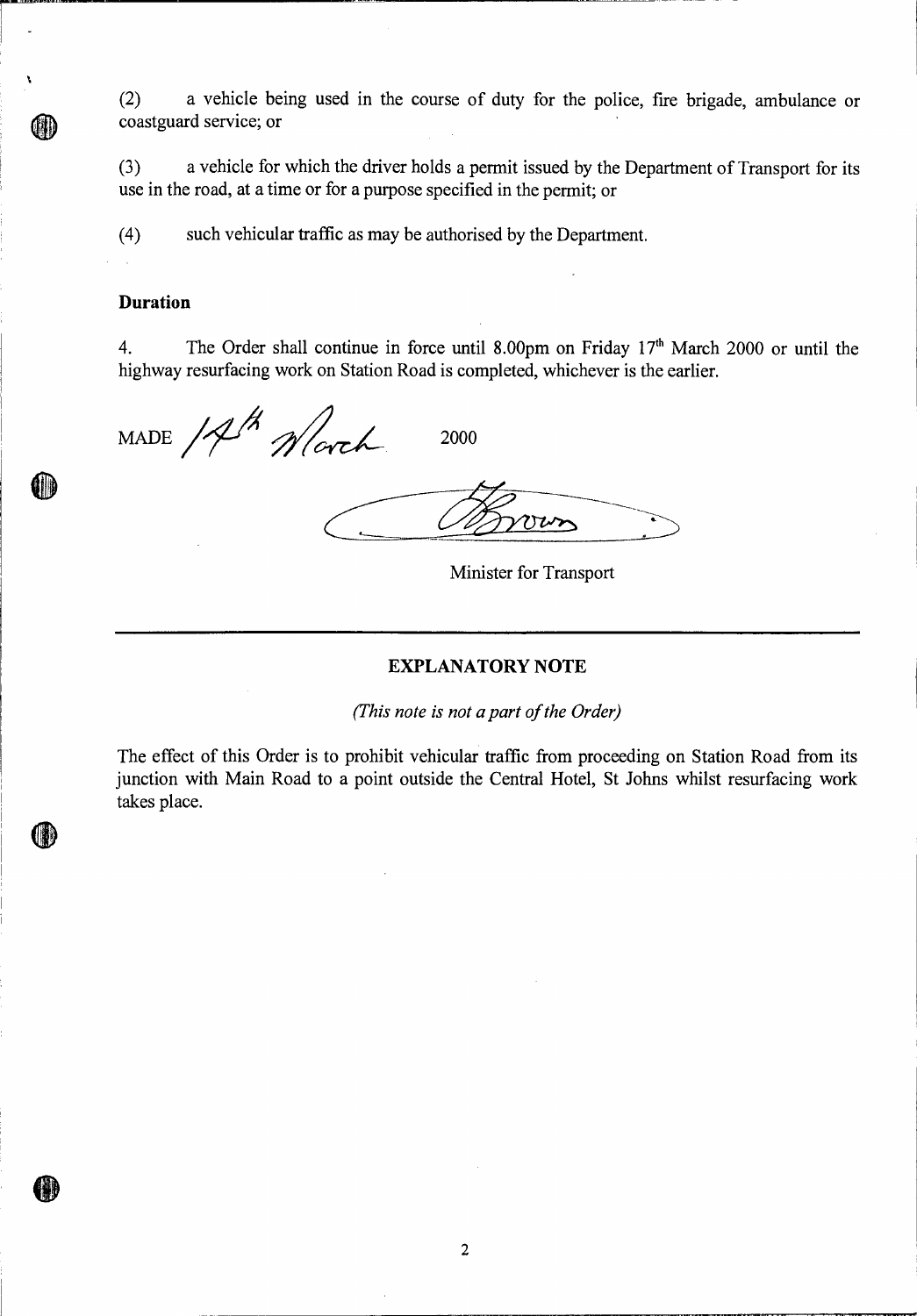(2) a vehicle being used in the course of duty for the police, fire brigade, ambulance or coastguard service; or

(3) a vehicle for which the driver holds a permit issued by the Department of Transport for its use in the road, at a time or for a purpose specified in the permit; or

(4) such vehicular traffic as may be authorised by the Department.

**Duration**

4. The Order shall continue in force until 8.00pm on Friday 17th March 2000 or until the highway resurfacing work on Station Road is completed, whichever is the earlier.

MADE 14th March 2000

Brown

Minister for Transport

---

**EXPLANATORY NOTE**

*(This note is not a part of the Order)*

The effect of this Order is to prohibit vehicular traffic from proceeding on Station Road from its junction with Main Road to a point outside the Central Hotel, St Johns whilst resurfacing work takes place.